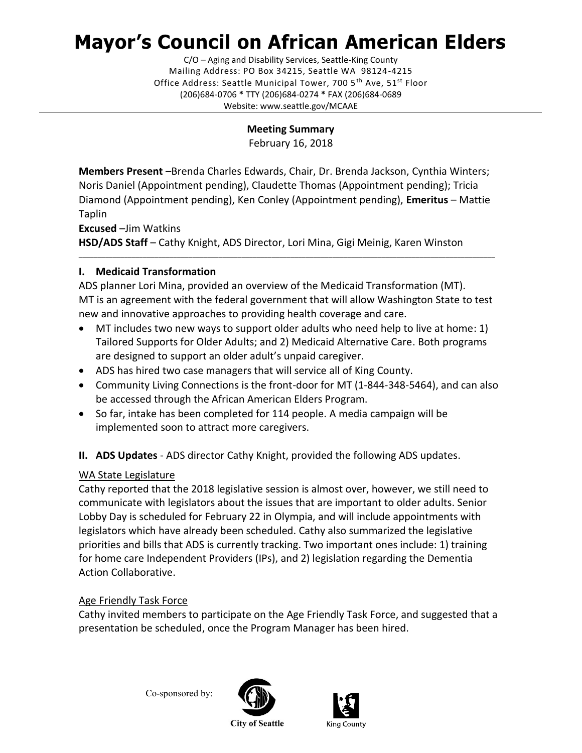# Mayor's Council on African American Elders

C/O – Aging and Disability Services, Seattle-King County
Mailing Address: PO Box 34215, Seattle WA 98124-4215
Office Address: Seattle Municipal Tower, 700 5th Ave, 51st Floor
(206)684-0706 * TTY (206)684-0274 * FAX (206)684-0689
Website: www.seattle.gov/MCAAE

---

**Meeting Summary**
February 16, 2018

**Members Present** –Brenda Charles Edwards, Chair, Dr. Brenda Jackson, Cynthia Winters; Noris Daniel (Appointment pending), Claudette Thomas (Appointment pending); Tricia Diamond (Appointment pending), Ken Conley (Appointment pending), **Emeritus** – Mattie Taplin

**Excused** –Jim Watkins

**HSD/ADS Staff** – Cathy Knight, ADS Director, Lori Mina, Gigi Meinig, Karen Winston

---

## I. Medicaid Transformation

ADS planner Lori Mina, provided an overview of the Medicaid Transformation (MT). MT is an agreement with the federal government that will allow Washington State to test new and innovative approaches to providing health coverage and care.

- MT includes two new ways to support older adults who need help to live at home: 1) Tailored Supports for Older Adults; and 2) Medicaid Alternative Care. Both programs are designed to support an older adult's unpaid caregiver.
- ADS has hired two case managers that will service all of King County.
- Community Living Connections is the front-door for MT (1-844-348-5464), and can also be accessed through the African American Elders Program.
- So far, intake has been completed for 114 people. A media campaign will be implemented soon to attract more caregivers.

## II. ADS Updates

ADS director Cathy Knight, provided the following ADS updates.

<u>WA State Legislature</u>

Cathy reported that the 2018 legislative session is almost over, however, we still need to communicate with legislators about the issues that are important to older adults. Senior Lobby Day is scheduled for February 22 in Olympia, and will include appointments with legislators which have already been scheduled. Cathy also summarized the legislative priorities and bills that ADS is currently tracking. Two important ones include: 1) training for home care Independent Providers (IPs), and 2) legislation regarding the Dementia Action Collaborative.

<u>Age Friendly Task Force</u>

Cathy invited members to participate on the Age Friendly Task Force, and suggested that a presentation be scheduled, once the Program Manager has been hired.

Co-sponsored by: City of Seattle King County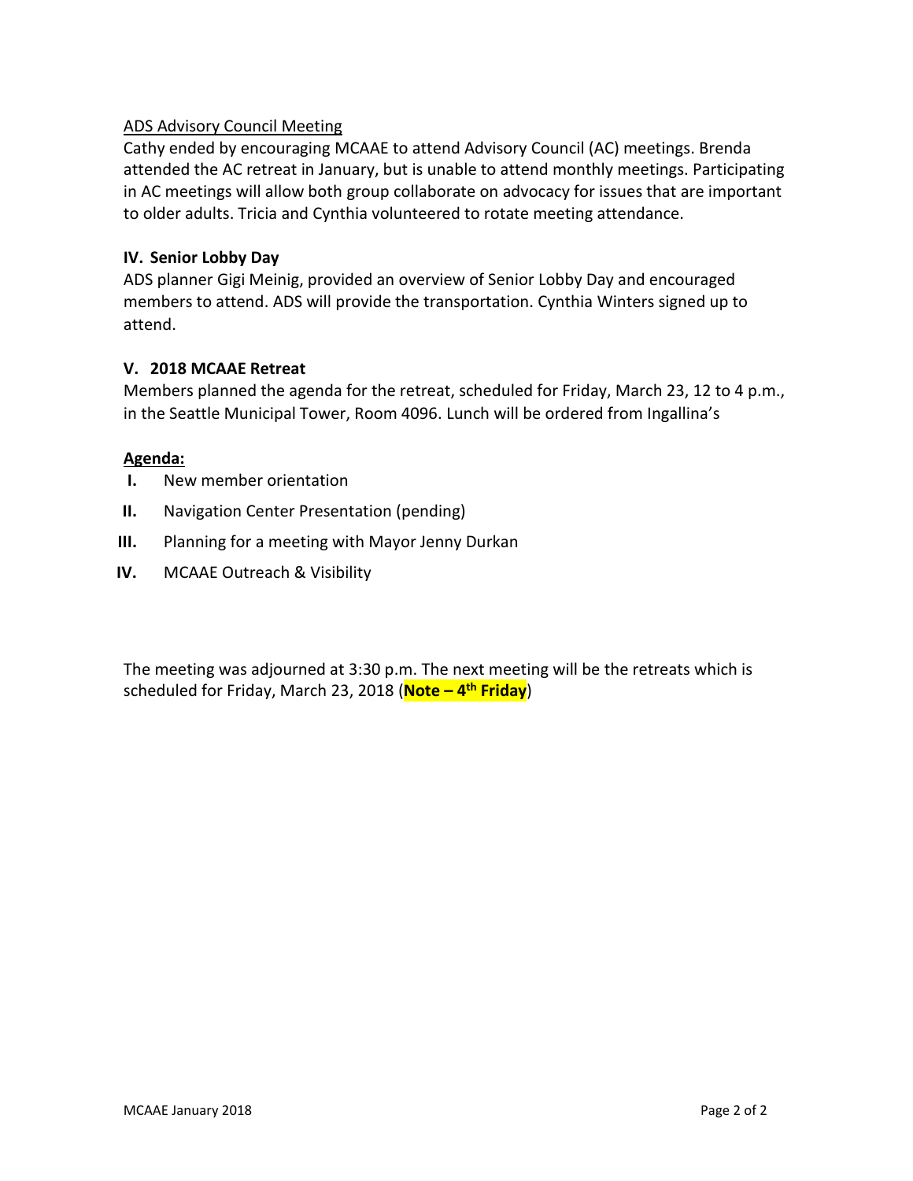ADS Advisory Council Meeting

Cathy ended by encouraging MCAAE to attend Advisory Council (AC) meetings. Brenda attended the AC retreat in January, but is unable to attend monthly meetings. Participating in AC meetings will allow both group collaborate on advocacy for issues that are important to older adults. Tricia and Cynthia volunteered to rotate meeting attendance.

### IV. Senior Lobby Day

ADS planner Gigi Meinig, provided an overview of Senior Lobby Day and encouraged members to attend. ADS will provide the transportation. Cynthia Winters signed up to attend.

### V. 2018 MCAAE Retreat

Members planned the agenda for the retreat, scheduled for Friday, March 23, 12 to 4 p.m., in the Seattle Municipal Tower, Room 4096. Lunch will be ordered from Ingallina's

**Agenda:**

- **I.** New member orientation
- **II.** Navigation Center Presentation (pending)
- **III.** Planning for a meeting with Mayor Jenny Durkan
- **IV.** MCAAE Outreach & Visibility

The meeting was adjourned at 3:30 p.m. The next meeting will be the retreats which is scheduled for Friday, March 23, 2018 (**Note – 4th Friday**)